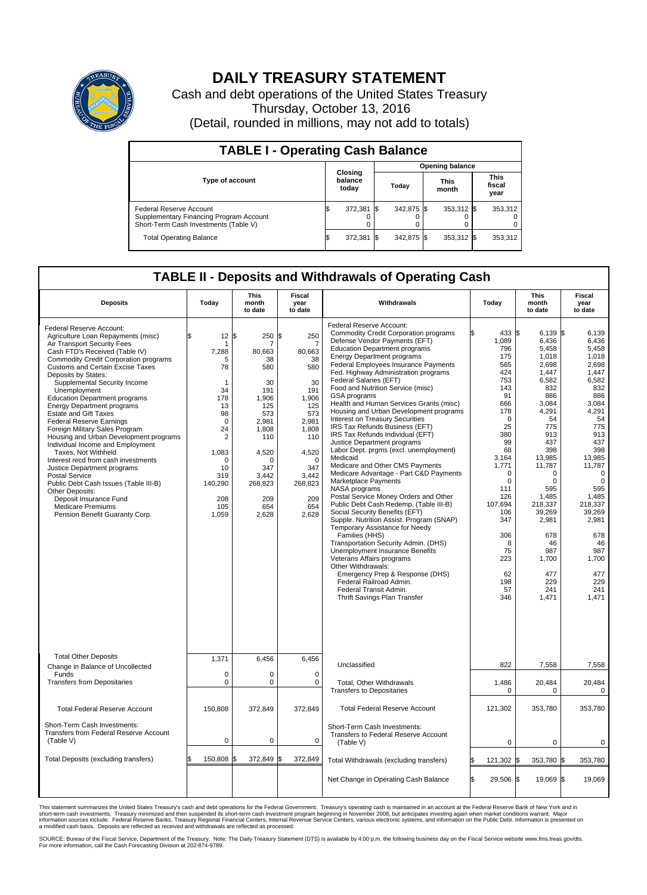# DAILY TREASURY STATEMENT

Cash and debt operations of the United States Treasury

Thursday, October 13, 2016

(Detail, rounded in millions, may not add to totals)

## TABLE I - Operating Cash Balance

| Type of account | Closing balance today | Opening balance Today | Opening balance This month | Opening balance This fiscal year |
|---|---|---|---|---|
| Federal Reserve Account | $ 372,381 | $ 342,875 | $ 353,312 | $ 353,312 |
| Supplementary Financing Program Account | 0 | 0 | 0 | 0 |
| Short-Term Cash Investments (Table V) | 0 | 0 | 0 | 0 |
| Total Operating Balance | $ 372,381 | $ 342,875 | $ 353,312 | $ 353,312 |

## TABLE II - Deposits and Withdrawals of Operating Cash

| Deposits | Today | This month to date | Fiscal year to date |
|---|---|---|---|
| Federal Reserve Account: | | | |
| Agriculture Loan Repayments (misc) | $ 12 | $ 250 | $ 250 |
| Air Transport Security Fees | 1 | 7 | 7 |
| Cash FTD's Received (Table IV) | 7,288 | 80,663 | 80,663 |
| Commodity Credit Corporation programs | 5 | 38 | 38 |
| Customs and Certain Excise Taxes | 78 | 580 | 580 |
| Deposits by States: | | | |
| Supplemental Security Income | 1 | 30 | 30 |
| Unemployment | 34 | 191 | 191 |
| Education Department programs | 178 | 1,906 | 1,906 |
| Energy Department programs | 13 | 125 | 125 |
| Estate and Gift Taxes | 98 | 573 | 573 |
| Federal Reserve Earnings | 0 | 2,981 | 2,981 |
| Foreign Military Sales Program | 24 | 1,808 | 1,808 |
| Housing and Urban Development programs | 2 | 110 | 110 |
| Individual Income and Employment Taxes, Not Withheld | 1,083 | 4,520 | 4,520 |
| Interest recd from cash investments | 0 | 0 | 0 |
| Justice Department programs | 10 | 347 | 347 |
| Postal Service | 319 | 3,442 | 3,442 |
| Public Debt Cash Issues (Table III-B) | 140,290 | 268,823 | 268,823 |
| Other Deposits: | | | |
| Deposit Insurance Fund | 208 | 209 | 209 |
| Medicare Premiums | 105 | 654 | 654 |
| Pension Benefit Guaranty Corp. | 1,059 | 2,628 | 2,628 |
| Total Other Deposits | 1,371 | 6,456 | 6,456 |
| Change in Balance of Uncollected Funds | 0 | 0 | 0 |
| Transfers from Depositaries | 0 | 0 | 0 |
| Total Federal Reserve Account | 150,808 | 372,849 | 372,849 |
| Short-Term Cash Investments: Transfers from Federal Reserve Account (Table V) | 0 | 0 | 0 |
| Total Deposits (excluding transfers) | $ 150,808 | $ 372,849 | $ 372,849 |

| Withdrawals | Today | This month to date | Fiscal year to date |
|---|---|---|---|
| Federal Reserve Account: | | | |
| Commodity Credit Corporation programs | $ 433 | $ 6,139 | $ 6,139 |
| Defense Vendor Payments (EFT) | 1,089 | 6,436 | 6,436 |
| Education Department programs | 796 | 5,458 | 5,458 |
| Energy Department programs | 175 | 1,018 | 1,018 |
| Federal Employees Insurance Payments | 565 | 2,698 | 2,698 |
| Fed. Highway Administration programs | 424 | 1,447 | 1,447 |
| Federal Salaries (EFT) | 753 | 6,582 | 6,582 |
| Food and Nutrition Service (misc) | 143 | 832 | 832 |
| GSA programs | 91 | 886 | 886 |
| Health and Human Services Grants (misc) | 666 | 3,084 | 3,084 |
| Housing and Urban Development programs | 178 | 4,291 | 4,291 |
| Interest on Treasury Securities | 0 | 54 | 54 |
| IRS Tax Refunds Business (EFT) | 25 | 775 | 775 |
| IRS Tax Refunds Individual (EFT) | 380 | 913 | 913 |
| Justice Department programs | 99 | 437 | 437 |
| Labor Dept. prgms (excl. unemployment) | 68 | 398 | 398 |
| Medicaid | 3,164 | 13,985 | 13,985 |
| Medicare and Other CMS Payments | 1,771 | 11,787 | 11,787 |
| Medicare Advantage - Part C&D Payments | 0 | 0 | 0 |
| Marketplace Payments | 0 | 0 | 0 |
| NASA programs | 111 | 595 | 595 |
| Postal Service Money Orders and Other | 126 | 1,485 | 1,485 |
| Public Debt Cash Redemp. (Table III-B) | 107,694 | 218,337 | 218,337 |
| Social Security Benefits (EFT) | 106 | 39,269 | 39,269 |
| Supple. Nutrition Assist. Program (SNAP) | 347 | 2,981 | 2,981 |
| Temporary Assistance for Needy Families (HHS) | 306 | 678 | 678 |
| Transportation Security Admin. (DHS) | 8 | 46 | 46 |
| Unemployment Insurance Benefits | 75 | 987 | 987 |
| Veterans Affairs programs | 223 | 1,700 | 1,700 |
| Other Withdrawals: | | | |
| Emergency Prep & Response (DHS) | 62 | 477 | 477 |
| Federal Railroad Admin. | 198 | 229 | 229 |
| Federal Transit Admin. | 57 | 241 | 241 |
| Thrift Savings Plan Transfer | 346 | 1,471 | 1,471 |
| Unclassified | 822 | 7,558 | 7,558 |
| Total, Other Withdrawals | 1,486 | 20,484 | 20,484 |
| Transfers to Depositaries | 0 | 0 | 0 |
| Total Federal Reserve Account | 121,302 | 353,780 | 353,780 |
| Short-Term Cash Investments: Transfers to Federal Reserve Account (Table V) | 0 | 0 | 0 |
| Total Withdrawals (excluding transfers) | $ 121,302 | $ 353,780 | $ 353,780 |
| Net Change in Operating Cash Balance | $ 29,506 | $ 19,069 | $ 19,069 |

This statement summarizes the United States Treasury's cash and debt operations for the Federal Government. Treasury's operating cash is maintained in an account at the Federal Reserve Bank of New York and in short-term cash investments. Treasury minimized and then suspended its short-term cash investment program beginning in November 2008, but anticipates investing again when market conditions warrant. Major information sources include: Federal Reserve Banks, Treasury Regional Financial Centers, Internal Revenue Service Centers, various electronic systems, and information on the Public Debt. Information is presented on a modified cash basis. Deposits are reflected as received and withdrawals are reflected as processed.

SOURCE: Bureau of the Fiscal Service, Department of the Treasury. Note: The Daily Treasury Statement (DTS) is available by 4:00 p.m. the following business day on the Fiscal Service website www.fms.treas.gov/dts. For more information, call the Cash Forecasting Division at 202-874-9789.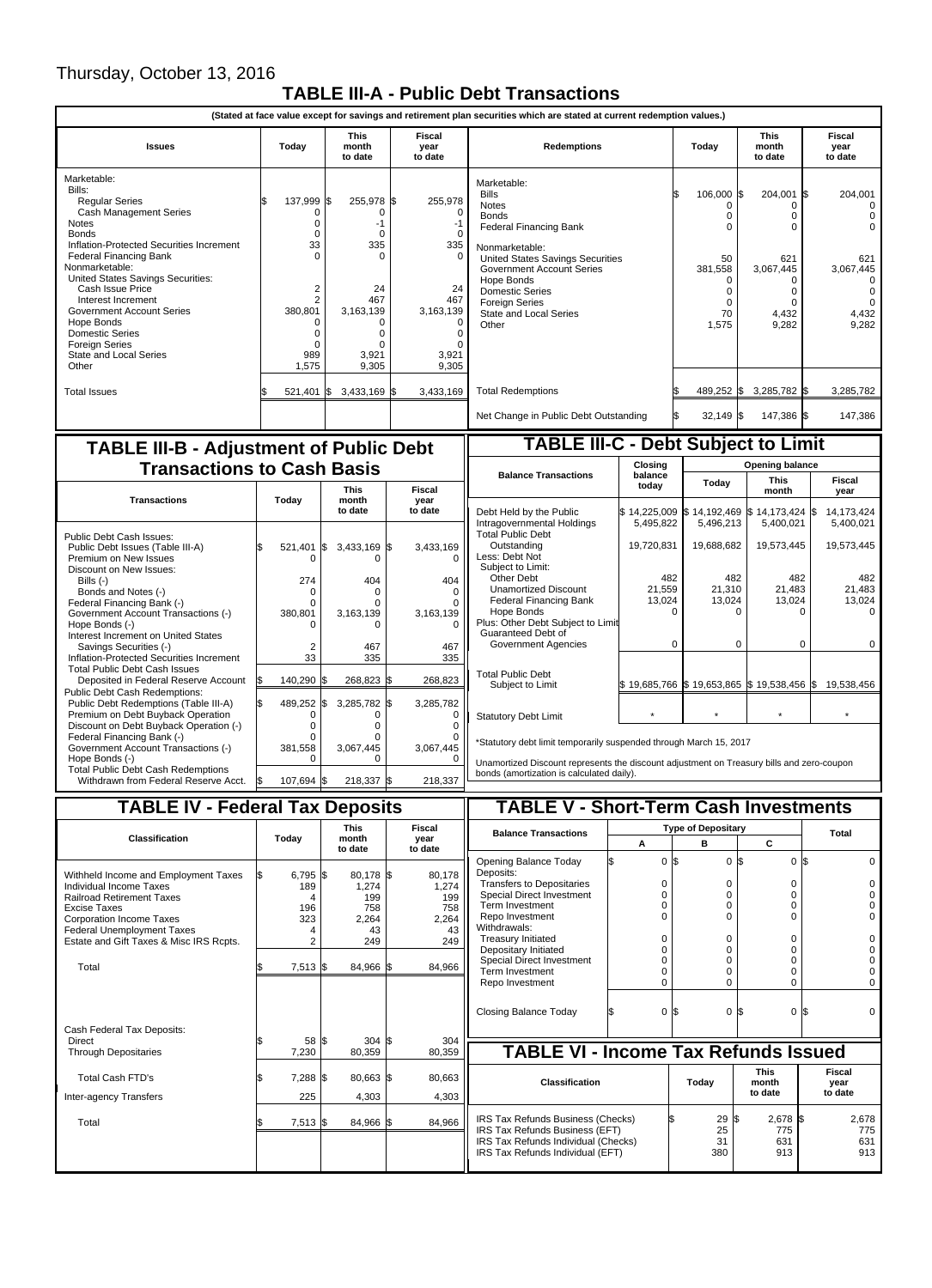Thursday, October 13, 2016

# TABLE III-A - Public Debt Transactions

(Stated at face value except for savings and retirement plan securities which are stated at current redemption values.)

| Issues | Today | This month to date | Fiscal year to date | Redemptions | Today | This month to date | Fiscal year to date |
|---|---|---|---|---|---|---|---|
| Marketable: | | | | Marketable: | | | |
| Bills: | | | | Bills | $ 106,000 | $ 204,001 | $ 204,001 |
| Regular Series | $ 137,999 | $ 255,978 | $ 255,978 | Notes | 0 | 0 | 0 |
| Cash Management Series | 0 | 0 | 0 | Bonds | 0 | 0 | 0 |
| Notes | 0 | -1 | -1 | Federal Financing Bank | 0 | 0 | 0 |
| Bonds | 0 | 0 | 0 | | | | |
| Inflation-Protected Securities Increment | 33 | 335 | 335 | Nonmarketable: | | | |
| Federal Financing Bank | 0 | 0 | 0 | United States Savings Securities | 50 | 621 | 621 |
| Nonmarketable: | | | | Government Account Series | 381,558 | 3,067,445 | 3,067,445 |
| United States Savings Securities: | | | | Hope Bonds | 0 | 0 | 0 |
| Cash Issue Price | 2 | 24 | 24 | Domestic Series | 0 | 0 | 0 |
| Interest Increment | 2 | 467 | 467 | Foreign Series | 0 | 0 | 0 |
| Government Account Series | 380,801 | 3,163,139 | 3,163,139 | State and Local Series | 70 | 4,432 | 4,432 |
| Hope Bonds | 0 | 0 | 0 | Other | 1,575 | 9,282 | 9,282 |
| Domestic Series | 0 | 0 | 0 | | | | |
| Foreign Series | 0 | 0 | 0 | | | | |
| State and Local Series | 989 | 3,921 | 3,921 | | | | |
| Other | 1,575 | 9,305 | 9,305 | | | | |
| Total Issues | $ 521,401 | $ 3,433,169 | $ 3,433,169 | Total Redemptions | $ 489,252 | $ 3,285,782 | $ 3,285,782 |
| | | | | Net Change in Public Debt Outstanding | $ 32,149 | $ 147,386 | $ 147,386 |

# TABLE III-B - Adjustment of Public Debt Transactions to Cash Basis

| Transactions | Today | This month to date | Fiscal year to date |
|---|---|---|---|
| Public Debt Cash Issues: | | | |
| Public Debt Issues (Table III-A) | $ 521,401 | $ 3,433,169 | $ 3,433,169 |
| Premium on New Issues | 0 | 0 | 0 |
| Discount on New Issues: | | | |
| Bills (-) | 274 | 404 | 404 |
| Bonds and Notes (-) | 0 | 0 | 0 |
| Federal Financing Bank (-) | 0 | 0 | 0 |
| Government Account Transactions (-) | 380,801 | 3,163,139 | 3,163,139 |
| Hope Bonds (-) | 0 | 0 | 0 |
| Interest Increment on United States Savings Securities (-) | 2 | 467 | 467 |
| Inflation-Protected Securities Increment | 33 | 335 | 335 |
| Total Public Debt Cash Issues Deposited in Federal Reserve Account | $ 140,290 | $ 268,823 | $ 268,823 |
| Public Debt Cash Redemptions: | | | |
| Public Debt Redemptions (Table III-A) | $ 489,252 | $ 3,285,782 | $ 3,285,782 |
| Premium on Debt Buyback Operation | 0 | 0 | 0 |
| Discount on Debt Buyback Operation (-) | 0 | 0 | 0 |
| Federal Financing Bank (-) | 0 | 0 | 0 |
| Government Account Transactions (-) | 381,558 | 3,067,445 | 3,067,445 |
| Hope Bonds (-) | 0 | 0 | 0 |
| Total Public Debt Cash Redemptions Withdrawn from Federal Reserve Acct. | $ 107,694 | $ 218,337 | $ 218,337 |

# TABLE III-C - Debt Subject to Limit

| Balance Transactions | Closing balance today | Opening balance Today | Opening balance This month | Opening balance Fiscal year |
|---|---|---|---|---|
| Debt Held by the Public | $ 14,225,009 | $ 14,192,469 | $ 14,173,424 | $ 14,173,424 |
| Intragovernmental Holdings | 5,495,822 | 5,496,213 | 5,400,021 | 5,400,021 |
| Total Public Debt Outstanding | 19,720,831 | 19,688,682 | 19,573,445 | 19,573,445 |
| Less: Debt Not Subject to Limit: | | | | |
| Other Debt | 482 | 482 | 482 | 482 |
| Unamortized Discount | 21,559 | 21,310 | 21,483 | 21,483 |
| Federal Financing Bank | 13,024 | 13,024 | 13,024 | 13,024 |
| Hope Bonds | 0 | 0 | 0 | 0 |
| Plus: Other Debt Subject to Limit | | | | |
| Guaranteed Debt of Government Agencies | 0 | 0 | 0 | 0 |
| Total Public Debt Subject to Limit | $ 19,685,766 | $ 19,653,865 | $ 19,538,456 | $ 19,538,456 |
| Statutory Debt Limit | * | * | * | * |

*Statutory debt limit temporarily suspended through March 15, 2017

Unamortized Discount represents the discount adjustment on Treasury bills and zero-coupon bonds (amortization is calculated daily).

# TABLE IV - Federal Tax Deposits

| Classification | Today | This month to date | Fiscal year to date |
|---|---|---|---|
| Withheld Income and Employment Taxes | $ 6,795 | $ 80,178 | $ 80,178 |
| Individual Income Taxes | 189 | 1,274 | 1,274 |
| Railroad Retirement Taxes | 4 | 199 | 199 |
| Excise Taxes | 196 | 758 | 758 |
| Corporation Income Taxes | 323 | 2,264 | 2,264 |
| Federal Unemployment Taxes | 4 | 43 | 43 |
| Estate and Gift Taxes & Misc IRS Rcpts. | 2 | 249 | 249 |
| Total | $ 7,513 | $ 84,966 | $ 84,966 |
| Cash Federal Tax Deposits: | | | |
| Direct | $ 58 | $ 304 | $ 304 |
| Through Depositaries | 7,230 | 80,359 | 80,359 |
| Total Cash FTD's | $ 7,288 | $ 80,663 | $ 80,663 |
| Inter-agency Transfers | 225 | 4,303 | 4,303 |
| Total | $ 7,513 | $ 84,966 | $ 84,966 |

# TABLE V - Short-Term Cash Investments

| Balance Transactions | Type of Depositary A | Type of Depositary B | Type of Depositary C | Total |
|---|---|---|---|---|
| Opening Balance Today | $ 0 | $ 0 | $ 0 | $ 0 |
| Deposits: | | | | |
| Transfers to Depositaries | 0 | 0 | 0 | 0 |
| Special Direct Investment | 0 | 0 | 0 | 0 |
| Term Investment | 0 | 0 | 0 | 0 |
| Repo Investment | 0 | 0 | 0 | 0 |
| Withdrawals: | | | | |
| Treasury Initiated | 0 | 0 | 0 | 0 |
| Depositary Initiated | 0 | 0 | 0 | 0 |
| Special Direct Investment | 0 | 0 | 0 | 0 |
| Term Investment | 0 | 0 | 0 | 0 |
| Repo Investment | 0 | 0 | 0 | 0 |
| Closing Balance Today | $ 0 | $ 0 | $ 0 | $ 0 |

# TABLE VI - Income Tax Refunds Issued

| Classification | Today | This month to date | Fiscal year to date |
|---|---|---|---|
| IRS Tax Refunds Business (Checks) | $ 29 | $ 2,678 | $ 2,678 |
| IRS Tax Refunds Business (EFT) | 25 | 775 | 775 |
| IRS Tax Refunds Individual (Checks) | 31 | 631 | 631 |
| IRS Tax Refunds Individual (EFT) | 380 | 913 | 913 |